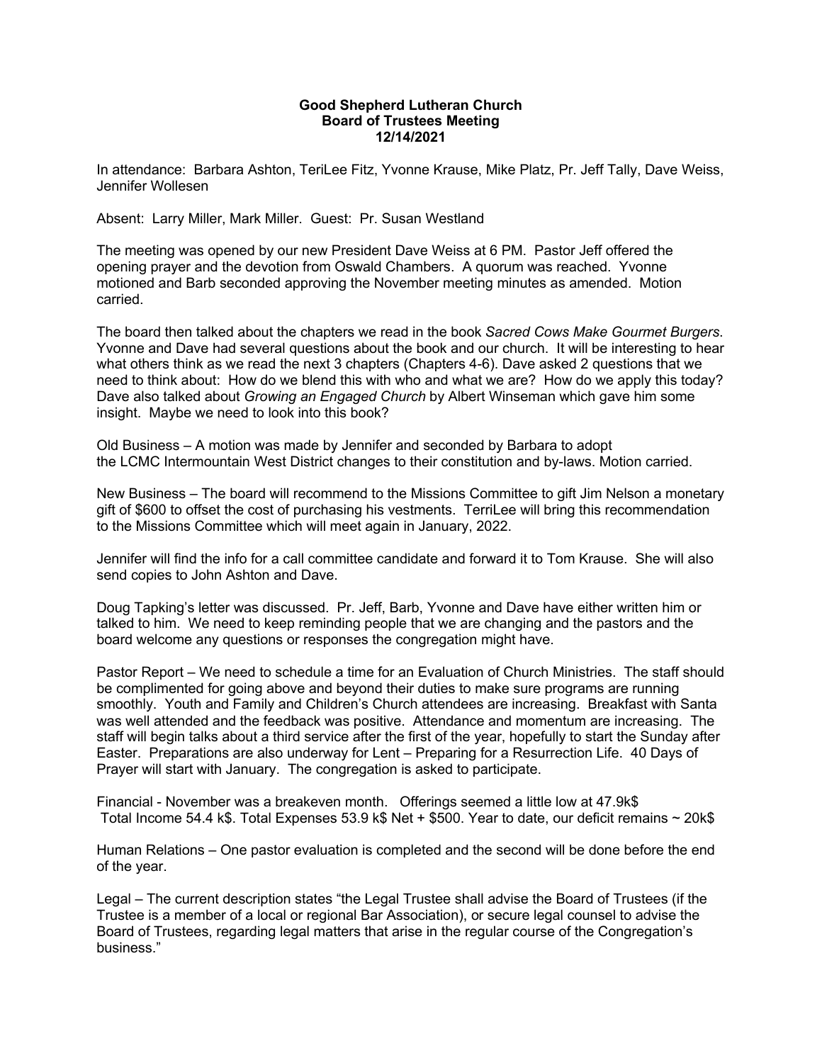**Good Shepherd Lutheran Church**
**Board of Trustees Meeting**
**12/14/2021**

In attendance: Barbara Ashton, TeriLee Fitz, Yvonne Krause, Mike Platz, Pr. Jeff Tally, Dave Weiss, Jennifer Wollesen

Absent: Larry Miller, Mark Miller. Guest: Pr. Susan Westland

The meeting was opened by our new President Dave Weiss at 6 PM. Pastor Jeff offered the opening prayer and the devotion from Oswald Chambers. A quorum was reached. Yvonne motioned and Barb seconded approving the November meeting minutes as amended. Motion carried.

The board then talked about the chapters we read in the book *Sacred Cows Make Gourmet Burgers*. Yvonne and Dave had several questions about the book and our church. It will be interesting to hear what others think as we read the next 3 chapters (Chapters 4-6). Dave asked 2 questions that we need to think about: How do we blend this with who and what we are? How do we apply this today? Dave also talked about *Growing an Engaged Church* by Albert Winseman which gave him some insight. Maybe we need to look into this book?

Old Business – A motion was made by Jennifer and seconded by Barbara to adopt the LCMC Intermountain West District changes to their constitution and by-laws. Motion carried.

New Business – The board will recommend to the Missions Committee to gift Jim Nelson a monetary gift of $600 to offset the cost of purchasing his vestments. TerriLee will bring this recommendation to the Missions Committee which will meet again in January, 2022.

Jennifer will find the info for a call committee candidate and forward it to Tom Krause. She will also send copies to John Ashton and Dave.

Doug Tapking's letter was discussed. Pr. Jeff, Barb, Yvonne and Dave have either written him or talked to him. We need to keep reminding people that we are changing and the pastors and the board welcome any questions or responses the congregation might have.

Pastor Report – We need to schedule a time for an Evaluation of Church Ministries. The staff should be complimented for going above and beyond their duties to make sure programs are running smoothly. Youth and Family and Children's Church attendees are increasing. Breakfast with Santa was well attended and the feedback was positive. Attendance and momentum are increasing. The staff will begin talks about a third service after the first of the year, hopefully to start the Sunday after Easter. Preparations are also underway for Lent – Preparing for a Resurrection Life. 40 Days of Prayer will start with January. The congregation is asked to participate.

Financial - November was a breakeven month. Offerings seemed a little low at 47.9k$ Total Income 54.4 k$. Total Expenses 53.9 k$ Net + $500. Year to date, our deficit remains ~ 20k$

Human Relations – One pastor evaluation is completed and the second will be done before the end of the year.

Legal – The current description states "the Legal Trustee shall advise the Board of Trustees (if the Trustee is a member of a local or regional Bar Association), or secure legal counsel to advise the Board of Trustees, regarding legal matters that arise in the regular course of the Congregation's business."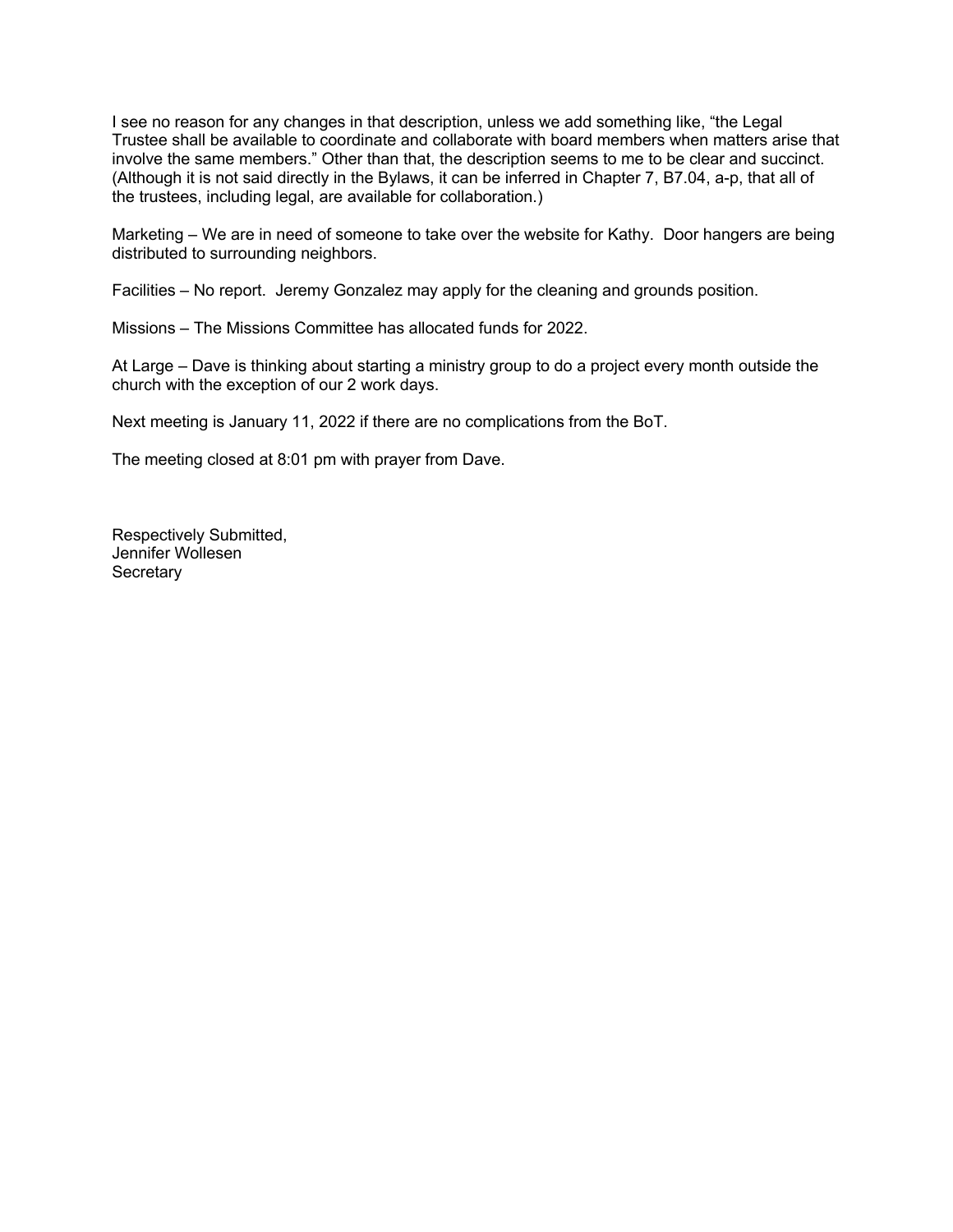I see no reason for any changes in that description, unless we add something like, "the Legal Trustee shall be available to coordinate and collaborate with board members when matters arise that involve the same members." Other than that, the description seems to me to be clear and succinct. (Although it is not said directly in the Bylaws, it can be inferred in Chapter 7, B7.04, a-p, that all of the trustees, including legal, are available for collaboration.)

Marketing – We are in need of someone to take over the website for Kathy. Door hangers are being distributed to surrounding neighbors.

Facilities – No report. Jeremy Gonzalez may apply for the cleaning and grounds position.

Missions – The Missions Committee has allocated funds for 2022.

At Large – Dave is thinking about starting a ministry group to do a project every month outside the church with the exception of our 2 work days.

Next meeting is January 11, 2022 if there are no complications from the BoT.

The meeting closed at 8:01 pm with prayer from Dave.

Respectively Submitted,
Jennifer Wollesen
Secretary